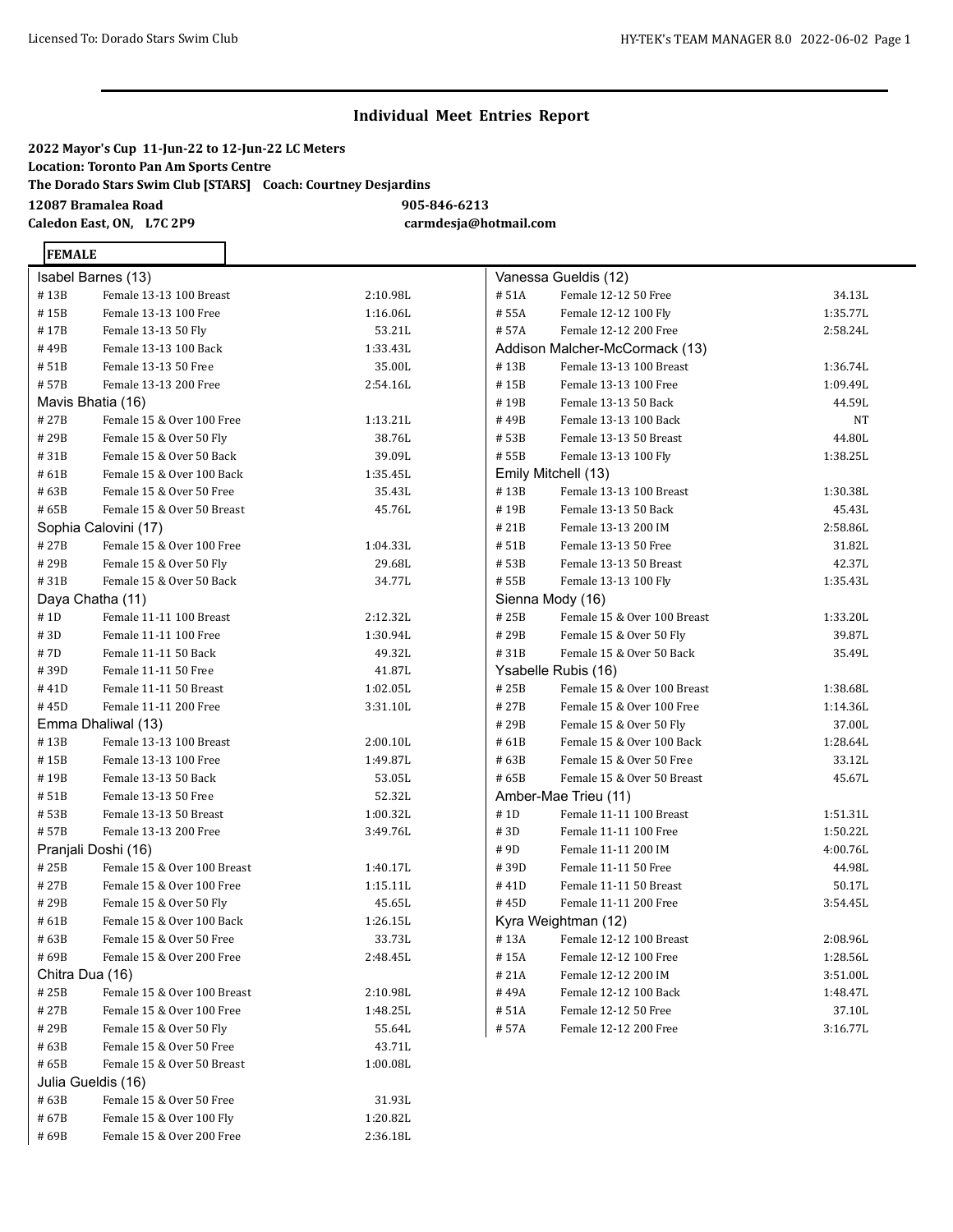## Individual Meet Entries Report

**2022 Mayor's Cup 11-Jun-22 to 12-Jun-22 LC Meters**
**Location: Toronto Pan Am Sports Centre**
**The Dorado Stars Swim Club [STARS] Coach: Courtney Desjardins**
**12087 Bramalea Road** **905-846-6213**
**Caledon East, ON, L7C 2P9** **carmdesja@hotmail.com**

**FEMALE**

**Isabel Barnes (13)**

| # | Event | Time |
|---|---|---|
| # 13B | Female 13-13 100 Breast | 2:10.98L |
| # 15B | Female 13-13 100 Free | 1:16.06L |
| # 17B | Female 13-13 50 Fly | 53.21L |
| # 49B | Female 13-13 100 Back | 1:33.43L |
| # 51B | Female 13-13 50 Free | 35.00L |
| # 57B | Female 13-13 200 Free | 2:54.16L |

**Mavis Bhatia (16)**

| # | Event | Time |
|---|---|---|
| # 27B | Female 15 & Over 100 Free | 1:13.21L |
| # 29B | Female 15 & Over 50 Fly | 38.76L |
| # 31B | Female 15 & Over 50 Back | 39.09L |
| # 61B | Female 15 & Over 100 Back | 1:35.45L |
| # 63B | Female 15 & Over 50 Free | 35.43L |
| # 65B | Female 15 & Over 50 Breast | 45.76L |

**Sophia Calovini (17)**

| # | Event | Time |
|---|---|---|
| # 27B | Female 15 & Over 100 Free | 1:04.33L |
| # 29B | Female 15 & Over 50 Fly | 29.68L |
| # 31B | Female 15 & Over 50 Back | 34.77L |

**Daya Chatha (11)**

| # | Event | Time |
|---|---|---|
| # 1D | Female 11-11 100 Breast | 2:12.32L |
| # 3D | Female 11-11 100 Free | 1:30.94L |
| # 7D | Female 11-11 50 Back | 49.32L |
| # 39D | Female 11-11 50 Free | 41.87L |
| # 41D | Female 11-11 50 Breast | 1:02.05L |
| # 45D | Female 11-11 200 Free | 3:31.10L |

**Emma Dhaliwal (13)**

| # | Event | Time |
|---|---|---|
| # 13B | Female 13-13 100 Breast | 2:00.10L |
| # 15B | Female 13-13 100 Free | 1:49.87L |
| # 19B | Female 13-13 50 Back | 53.05L |
| # 51B | Female 13-13 50 Free | 52.32L |
| # 53B | Female 13-13 50 Breast | 1:00.32L |
| # 57B | Female 13-13 200 Free | 3:49.76L |

**Pranjali Doshi (16)**

| # | Event | Time |
|---|---|---|
| # 25B | Female 15 & Over 100 Breast | 1:40.17L |
| # 27B | Female 15 & Over 100 Free | 1:15.11L |
| # 29B | Female 15 & Over 50 Fly | 45.65L |
| # 61B | Female 15 & Over 100 Back | 1:26.15L |
| # 63B | Female 15 & Over 50 Free | 33.73L |
| # 69B | Female 15 & Over 200 Free | 2:48.45L |

**Chitra Dua (16)**

| # | Event | Time |
|---|---|---|
| # 25B | Female 15 & Over 100 Breast | 2:10.98L |
| # 27B | Female 15 & Over 100 Free | 1:48.25L |
| # 29B | Female 15 & Over 50 Fly | 55.64L |
| # 63B | Female 15 & Over 50 Free | 43.71L |
| # 65B | Female 15 & Over 50 Breast | 1:00.08L |

**Julia Gueldis (16)**

| # | Event | Time |
|---|---|---|
| # 63B | Female 15 & Over 50 Free | 31.93L |
| # 67B | Female 15 & Over 100 Fly | 1:20.82L |
| # 69B | Female 15 & Over 200 Free | 2:36.18L |

**Vanessa Gueldis (12)**

| # | Event | Time |
|---|---|---|
| # 51A | Female 12-12 50 Free | 34.13L |
| # 55A | Female 12-12 100 Fly | 1:35.77L |
| # 57A | Female 12-12 200 Free | 2:58.24L |

**Addison Malcher-McCormack (13)**

| # | Event | Time |
|---|---|---|
| # 13B | Female 13-13 100 Breast | 1:36.74L |
| # 15B | Female 13-13 100 Free | 1:09.49L |
| # 19B | Female 13-13 50 Back | 44.59L |
| # 49B | Female 13-13 100 Back | NT |
| # 53B | Female 13-13 50 Breast | 44.80L |
| # 55B | Female 13-13 100 Fly | 1:38.25L |

**Emily Mitchell (13)**

| # | Event | Time |
|---|---|---|
| # 13B | Female 13-13 100 Breast | 1:30.38L |
| # 19B | Female 13-13 50 Back | 45.43L |
| # 21B | Female 13-13 200 IM | 2:58.86L |
| # 51B | Female 13-13 50 Free | 31.82L |
| # 53B | Female 13-13 50 Breast | 42.37L |
| # 55B | Female 13-13 100 Fly | 1:35.43L |

**Sienna Mody (16)**

| # | Event | Time |
|---|---|---|
| # 25B | Female 15 & Over 100 Breast | 1:33.20L |
| # 29B | Female 15 & Over 50 Fly | 39.87L |
| # 31B | Female 15 & Over 50 Back | 35.49L |

**Ysabelle Rubis (16)**

| # | Event | Time |
|---|---|---|
| # 25B | Female 15 & Over 100 Breast | 1:38.68L |
| # 27B | Female 15 & Over 100 Free | 1:14.36L |
| # 29B | Female 15 & Over 50 Fly | 37.00L |
| # 61B | Female 15 & Over 100 Back | 1:28.64L |
| # 63B | Female 15 & Over 50 Free | 33.12L |
| # 65B | Female 15 & Over 50 Breast | 45.67L |

**Amber-Mae Trieu (11)**

| # | Event | Time |
|---|---|---|
| # 1D | Female 11-11 100 Breast | 1:51.31L |
| # 3D | Female 11-11 100 Free | 1:50.22L |
| # 9D | Female 11-11 200 IM | 4:00.76L |
| # 39D | Female 11-11 50 Free | 44.98L |
| # 41D | Female 11-11 50 Breast | 50.17L |
| # 45D | Female 11-11 200 Free | 3:54.45L |

**Kyra Weightman (12)**

| # | Event | Time |
|---|---|---|
| # 13A | Female 12-12 100 Breast | 2:08.96L |
| # 15A | Female 12-12 100 Free | 1:28.56L |
| # 21A | Female 12-12 200 IM | 3:51.00L |
| # 49A | Female 12-12 100 Back | 1:48.47L |
| # 51A | Female 12-12 50 Free | 37.10L |
| # 57A | Female 12-12 200 Free | 3:16.77L |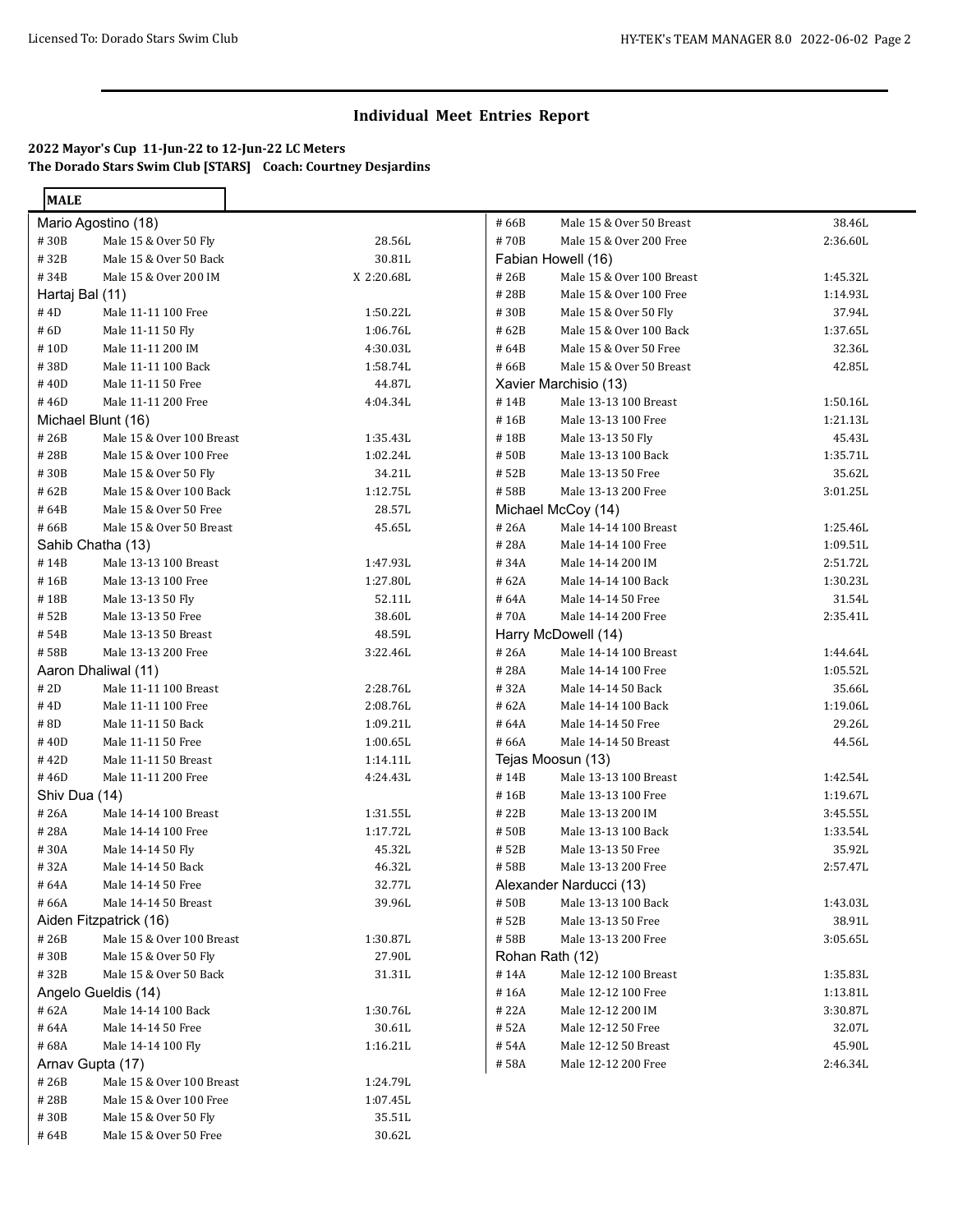## Individual Meet Entries Report

**2022 Mayor's Cup 11-Jun-22 to 12-Jun-22 LC Meters**
**The Dorado Stars Swim Club [STARS] Coach: Courtney Desjardins**

**MALE**

**Mario Agostino (18)**

| # | Event | Time |
|---|---|---|
| #30B | Male 15 & Over 50 Fly | 28.56L |
| #32B | Male 15 & Over 50 Back | 30.81L |
| #34B | Male 15 & Over 200 IM | X 2:20.68L |

**Hartaj Bal (11)**

| # | Event | Time |
|---|---|---|
| #4D | Male 11-11 100 Free | 1:50.22L |
| #6D | Male 11-11 50 Fly | 1:06.76L |
| #10D | Male 11-11 200 IM | 4:30.03L |
| #38D | Male 11-11 100 Back | 1:58.74L |
| #40D | Male 11-11 50 Free | 44.87L |
| #46D | Male 11-11 200 Free | 4:04.34L |

**Michael Blunt (16)**

| # | Event | Time |
|---|---|---|
| #26B | Male 15 & Over 100 Breast | 1:35.43L |
| #28B | Male 15 & Over 100 Free | 1:02.24L |
| #30B | Male 15 & Over 50 Fly | 34.21L |
| #62B | Male 15 & Over 100 Back | 1:12.75L |
| #64B | Male 15 & Over 50 Free | 28.57L |
| #66B | Male 15 & Over 50 Breast | 45.65L |

**Sahib Chatha (13)**

| # | Event | Time |
|---|---|---|
| #14B | Male 13-13 100 Breast | 1:47.93L |
| #16B | Male 13-13 100 Free | 1:27.80L |
| #18B | Male 13-13 50 Fly | 52.11L |
| #52B | Male 13-13 50 Free | 38.60L |
| #54B | Male 13-13 50 Breast | 48.59L |
| #58B | Male 13-13 200 Free | 3:22.46L |

**Aaron Dhaliwal (11)**

| # | Event | Time |
|---|---|---|
| #2D | Male 11-11 100 Breast | 2:28.76L |
| #4D | Male 11-11 100 Free | 2:08.76L |
| #8D | Male 11-11 50 Back | 1:09.21L |
| #40D | Male 11-11 50 Free | 1:00.65L |
| #42D | Male 11-11 50 Breast | 1:14.11L |
| #46D | Male 11-11 200 Free | 4:24.43L |

**Shiv Dua (14)**

| # | Event | Time |
|---|---|---|
| #26A | Male 14-14 100 Breast | 1:31.55L |
| #28A | Male 14-14 100 Free | 1:17.72L |
| #30A | Male 14-14 50 Fly | 45.32L |
| #32A | Male 14-14 50 Back | 46.32L |
| #64A | Male 14-14 50 Free | 32.77L |
| #66A | Male 14-14 50 Breast | 39.96L |

**Aiden Fitzpatrick (16)**

| # | Event | Time |
|---|---|---|
| #26B | Male 15 & Over 100 Breast | 1:30.87L |
| #30B | Male 15 & Over 50 Fly | 27.90L |
| #32B | Male 15 & Over 50 Back | 31.31L |

**Angelo Gueldis (14)**

| # | Event | Time |
|---|---|---|
| #62A | Male 14-14 100 Back | 1:30.76L |
| #64A | Male 14-14 50 Free | 30.61L |
| #68A | Male 14-14 100 Fly | 1:16.21L |

**Arnav Gupta (17)**

| # | Event | Time |
|---|---|---|
| #26B | Male 15 & Over 100 Breast | 1:24.79L |
| #28B | Male 15 & Over 100 Free | 1:07.45L |
| #30B | Male 15 & Over 50 Fly | 35.51L |
| #64B | Male 15 & Over 50 Free | 30.62L |
| #66B | Male 15 & Over 50 Breast | 38.46L |
| #70B | Male 15 & Over 200 Free | 2:36.60L |

**Fabian Howell (16)**

| # | Event | Time |
|---|---|---|
| #26B | Male 15 & Over 100 Breast | 1:45.32L |
| #28B | Male 15 & Over 100 Free | 1:14.93L |
| #30B | Male 15 & Over 50 Fly | 37.94L |
| #62B | Male 15 & Over 100 Back | 1:37.65L |
| #64B | Male 15 & Over 50 Free | 32.36L |
| #66B | Male 15 & Over 50 Breast | 42.85L |

**Xavier Marchisio (13)**

| # | Event | Time |
|---|---|---|
| #14B | Male 13-13 100 Breast | 1:50.16L |
| #16B | Male 13-13 100 Free | 1:21.13L |
| #18B | Male 13-13 50 Fly | 45.43L |
| #50B | Male 13-13 100 Back | 1:35.71L |
| #52B | Male 13-13 50 Free | 35.62L |
| #58B | Male 13-13 200 Free | 3:01.25L |

**Michael McCoy (14)**

| # | Event | Time |
|---|---|---|
| #26A | Male 14-14 100 Breast | 1:25.46L |
| #28A | Male 14-14 100 Free | 1:09.51L |
| #34A | Male 14-14 200 IM | 2:51.72L |
| #62A | Male 14-14 100 Back | 1:30.23L |
| #64A | Male 14-14 50 Free | 31.54L |
| #70A | Male 14-14 200 Free | 2:35.41L |

**Harry McDowell (14)**

| # | Event | Time |
|---|---|---|
| #26A | Male 14-14 100 Breast | 1:44.64L |
| #28A | Male 14-14 100 Free | 1:05.52L |
| #32A | Male 14-14 50 Back | 35.66L |
| #62A | Male 14-14 100 Back | 1:19.06L |
| #64A | Male 14-14 50 Free | 29.26L |
| #66A | Male 14-14 50 Breast | 44.56L |

**Tejas Moosun (13)**

| # | Event | Time |
|---|---|---|
| #14B | Male 13-13 100 Breast | 1:42.54L |
| #16B | Male 13-13 100 Free | 1:19.67L |
| #22B | Male 13-13 200 IM | 3:45.55L |
| #50B | Male 13-13 100 Back | 1:33.54L |
| #52B | Male 13-13 50 Free | 35.92L |
| #58B | Male 13-13 200 Free | 2:57.47L |

**Alexander Narducci (13)**

| # | Event | Time |
|---|---|---|
| #50B | Male 13-13 100 Back | 1:43.03L |
| #52B | Male 13-13 50 Free | 38.91L |
| #58B | Male 13-13 200 Free | 3:05.65L |

**Rohan Rath (12)**

| # | Event | Time |
|---|---|---|
| #14A | Male 12-12 100 Breast | 1:35.83L |
| #16A | Male 12-12 100 Free | 1:13.81L |
| #22A | Male 12-12 200 IM | 3:30.87L |
| #52A | Male 12-12 50 Free | 32.07L |
| #54A | Male 12-12 50 Breast | 45.90L |
| #58A | Male 12-12 200 Free | 2:46.34L |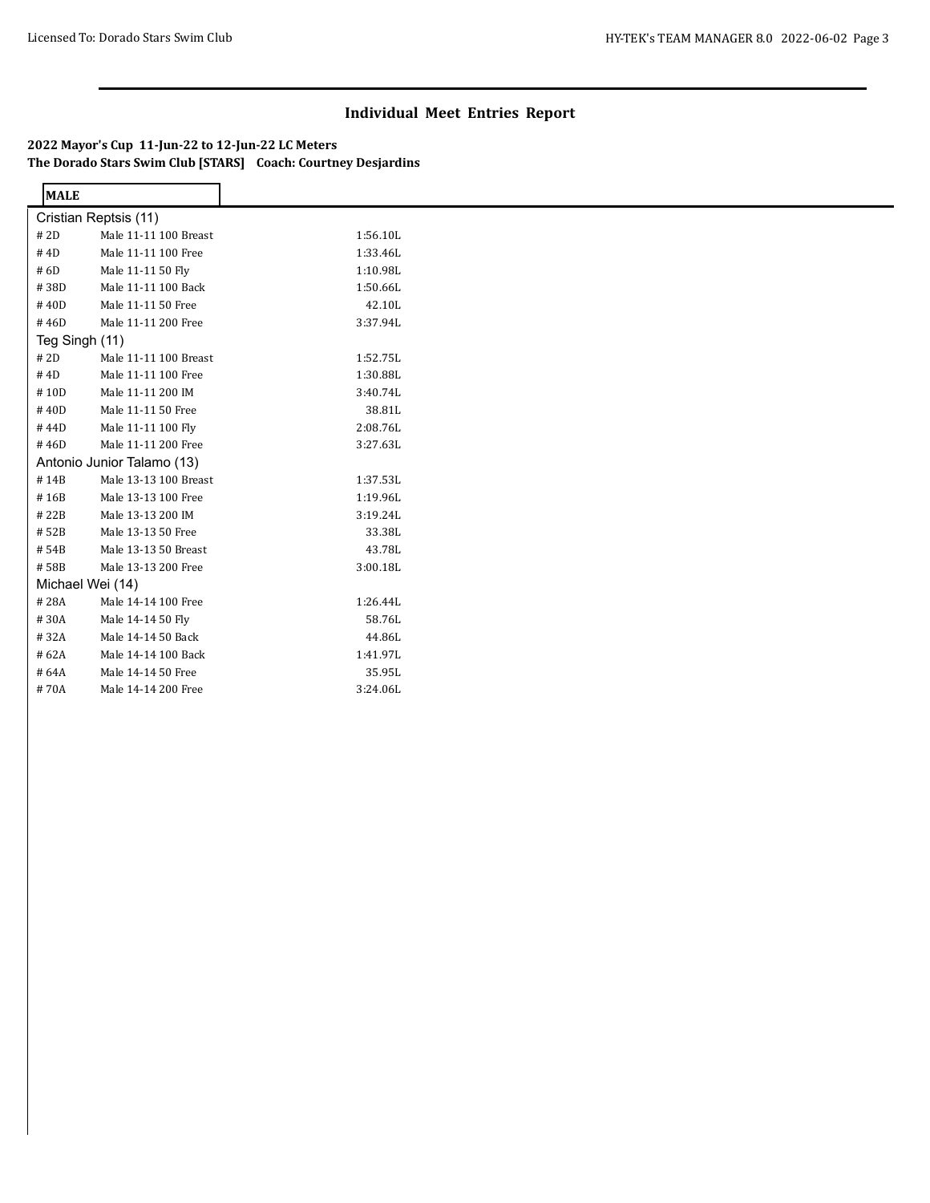## Individual Meet Entries Report

**2022 Mayor's Cup 11-Jun-22 to 12-Jun-22 LC Meters**
**The Dorado Stars Swim Club [STARS] Coach: Courtney Desjardins**

**MALE**

Cristian Reptsis (11)

| # | Event | Time |
|---|---|---|
| # 2D | Male 11-11 100 Breast | 1:56.10L |
| # 4D | Male 11-11 100 Free | 1:33.46L |
| # 6D | Male 11-11 50 Fly | 1:10.98L |
| # 38D | Male 11-11 100 Back | 1:50.66L |
| # 40D | Male 11-11 50 Free | 42.10L |
| # 46D | Male 11-11 200 Free | 3:37.94L |

Teg Singh (11)

| # | Event | Time |
|---|---|---|
| # 2D | Male 11-11 100 Breast | 1:52.75L |
| # 4D | Male 11-11 100 Free | 1:30.88L |
| # 10D | Male 11-11 200 IM | 3:40.74L |
| # 40D | Male 11-11 50 Free | 38.81L |
| # 44D | Male 11-11 100 Fly | 2:08.76L |
| # 46D | Male 11-11 200 Free | 3:27.63L |

Antonio Junior Talamo (13)

| # | Event | Time |
|---|---|---|
| # 14B | Male 13-13 100 Breast | 1:37.53L |
| # 16B | Male 13-13 100 Free | 1:19.96L |
| # 22B | Male 13-13 200 IM | 3:19.24L |
| # 52B | Male 13-13 50 Free | 33.38L |
| # 54B | Male 13-13 50 Breast | 43.78L |
| # 58B | Male 13-13 200 Free | 3:00.18L |

Michael Wei (14)

| # | Event | Time |
|---|---|---|
| # 28A | Male 14-14 100 Free | 1:26.44L |
| # 30A | Male 14-14 50 Fly | 58.76L |
| # 32A | Male 14-14 50 Back | 44.86L |
| # 62A | Male 14-14 100 Back | 1:41.97L |
| # 64A | Male 14-14 50 Free | 35.95L |
| # 70A | Male 14-14 200 Free | 3:24.06L |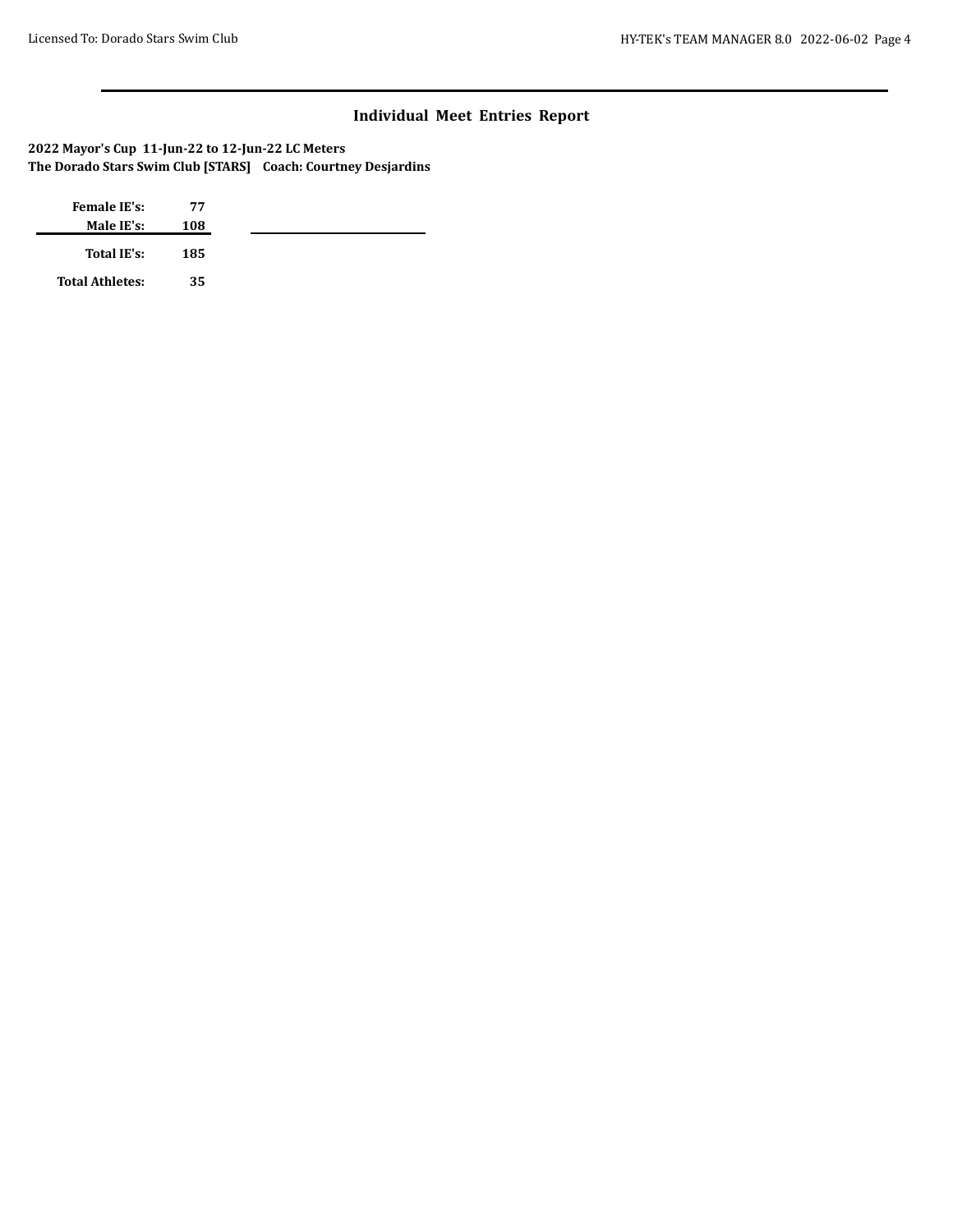## Individual Meet Entries Report

**2022 Mayor's Cup 11-Jun-22 to 12-Jun-22 LC Meters**
**The Dorado Stars Swim Club [STARS] Coach: Courtney Desjardins**

| | |
|---|---|
| **Female IE's:** | **77** |
| **Male IE's:** | **108** |
| **Total IE's:** | **185** |
| **Total Athletes:** | **35** |